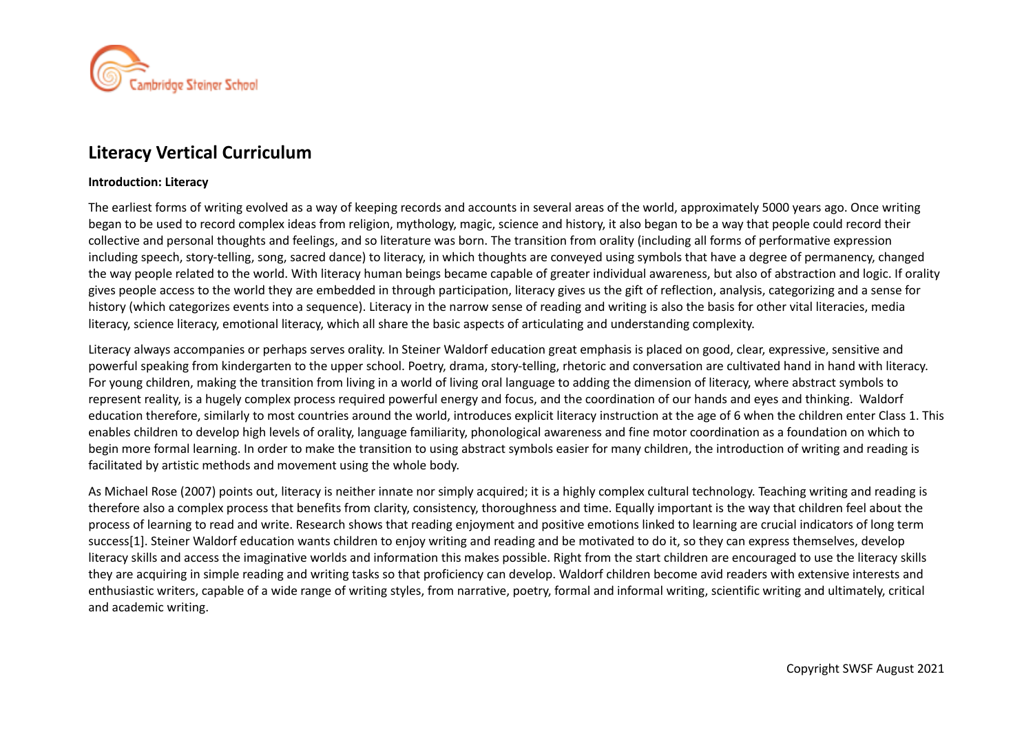# Literacy Vertical Curriculum

**Introduction: Literacy**

The earliest forms of writing evolved as a way of keeping records and accounts in several areas of the world, approximately 5000 years ago. Once writing began to be used to record complex ideas from religion, mythology, magic, science and history, it also began to be a way that people could record their collective and personal thoughts and feelings, and so literature was born. The transition from orality (including all forms of performative expression including speech, story-telling, song, sacred dance) to literacy, in which thoughts are conveyed using symbols that have a degree of permanency, changed the way people related to the world. With literacy human beings became capable of greater individual awareness, but also of abstraction and logic. If orality gives people access to the world they are embedded in through participation, literacy gives us the gift of reflection, analysis, categorizing and a sense for history (which categorizes events into a sequence). Literacy in the narrow sense of reading and writing is also the basis for other vital literacies, media literacy, science literacy, emotional literacy, which all share the basic aspects of articulating and understanding complexity.

Literacy always accompanies or perhaps serves orality. In Steiner Waldorf education great emphasis is placed on good, clear, expressive, sensitive and powerful speaking from kindergarten to the upper school. Poetry, drama, story-telling, rhetoric and conversation are cultivated hand in hand with literacy. For young children, making the transition from living in a world of living oral language to adding the dimension of literacy, where abstract symbols to represent reality, is a hugely complex process required powerful energy and focus, and the coordination of our hands and eyes and thinking. Waldorf education therefore, similarly to most countries around the world, introduces explicit literacy instruction at the age of 6 when the children enter Class 1. This enables children to develop high levels of orality, language familiarity, phonological awareness and fine motor coordination as a foundation on which to begin more formal learning. In order to make the transition to using abstract symbols easier for many children, the introduction of writing and reading is facilitated by artistic methods and movement using the whole body.

As Michael Rose (2007) points out, literacy is neither innate nor simply acquired; it is a highly complex cultural technology. Teaching writing and reading is therefore also a complex process that benefits from clarity, consistency, thoroughness and time. Equally important is the way that children feel about the process of learning to read and write. Research shows that reading enjoyment and positive emotions linked to learning are crucial indicators of long term success[1]. Steiner Waldorf education wants children to enjoy writing and reading and be motivated to do it, so they can express themselves, develop literacy skills and access the imaginative worlds and information this makes possible. Right from the start children are encouraged to use the literacy skills they are acquiring in simple reading and writing tasks so that proficiency can develop. Waldorf children become avid readers with extensive interests and enthusiastic writers, capable of a wide range of writing styles, from narrative, poetry, formal and informal writing, scientific writing and ultimately, critical and academic writing.

Copyright SWSF August 2021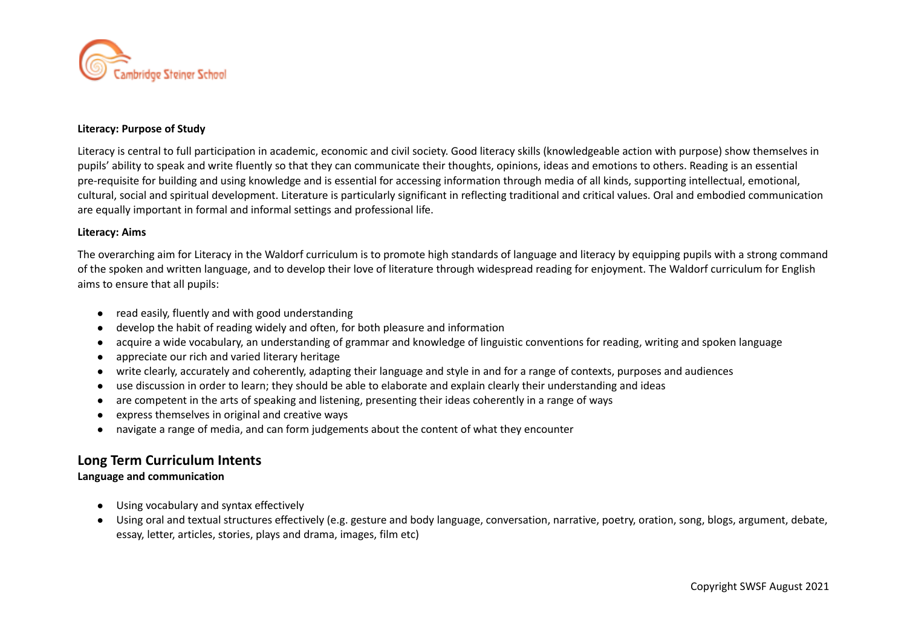**Literacy: Purpose of Study**

Literacy is central to full participation in academic, economic and civil society. Good literacy skills (knowledgeable action with purpose) show themselves in pupils' ability to speak and write fluently so that they can communicate their thoughts, opinions, ideas and emotions to others. Reading is an essential pre-requisite for building and using knowledge and is essential for accessing information through media of all kinds, supporting intellectual, emotional, cultural, social and spiritual development. Literature is particularly significant in reflecting traditional and critical values. Oral and embodied communication are equally important in formal and informal settings and professional life.

**Literacy: Aims**

The overarching aim for Literacy in the Waldorf curriculum is to promote high standards of language and literacy by equipping pupils with a strong command of the spoken and written language, and to develop their love of literature through widespread reading for enjoyment. The Waldorf curriculum for English aims to ensure that all pupils:

- read easily, fluently and with good understanding
- develop the habit of reading widely and often, for both pleasure and information
- acquire a wide vocabulary, an understanding of grammar and knowledge of linguistic conventions for reading, writing and spoken language
- appreciate our rich and varied literary heritage
- write clearly, accurately and coherently, adapting their language and style in and for a range of contexts, purposes and audiences
- use discussion in order to learn; they should be able to elaborate and explain clearly their understanding and ideas
- are competent in the arts of speaking and listening, presenting their ideas coherently in a range of ways
- express themselves in original and creative ways
- navigate a range of media, and can form judgements about the content of what they encounter

## Long Term Curriculum Intents

**Language and communication**

- Using vocabulary and syntax effectively
- Using oral and textual structures effectively (e.g. gesture and body language, conversation, narrative, poetry, oration, song, blogs, argument, debate, essay, letter, articles, stories, plays and drama, images, film etc)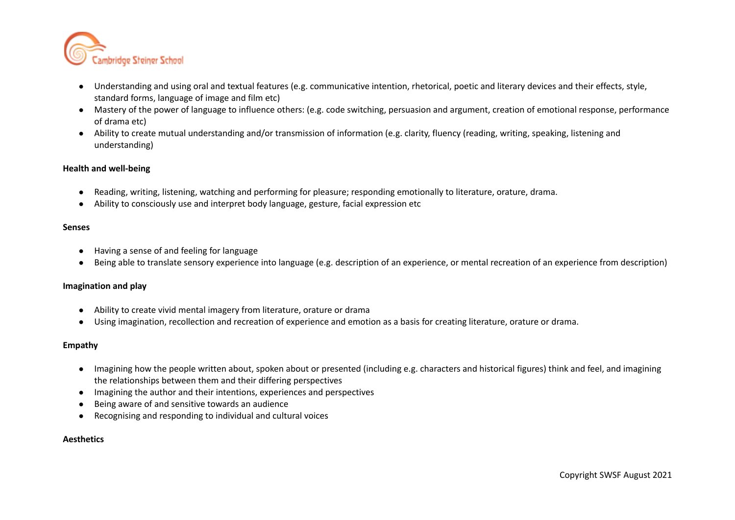- Understanding and using oral and textual features (e.g. communicative intention, rhetorical, poetic and literary devices and their effects, style, standard forms, language of image and film etc)
- Mastery of the power of language to influence others: (e.g. code switching, persuasion and argument, creation of emotional response, performance of drama etc)
- Ability to create mutual understanding and/or transmission of information (e.g. clarity, fluency (reading, writing, speaking, listening and understanding)

**Health and well-being**

- Reading, writing, listening, watching and performing for pleasure; responding emotionally to literature, orature, drama.
- Ability to consciously use and interpret body language, gesture, facial expression etc

**Senses**

- Having a sense of and feeling for language
- Being able to translate sensory experience into language (e.g. description of an experience, or mental recreation of an experience from description)

**Imagination and play**

- Ability to create vivid mental imagery from literature, orature or drama
- Using imagination, recollection and recreation of experience and emotion as a basis for creating literature, orature or drama.

**Empathy**

- Imagining how the people written about, spoken about or presented (including e.g. characters and historical figures) think and feel, and imagining the relationships between them and their differing perspectives
- Imagining the author and their intentions, experiences and perspectives
- Being aware of and sensitive towards an audience
- Recognising and responding to individual and cultural voices

**Aesthetics**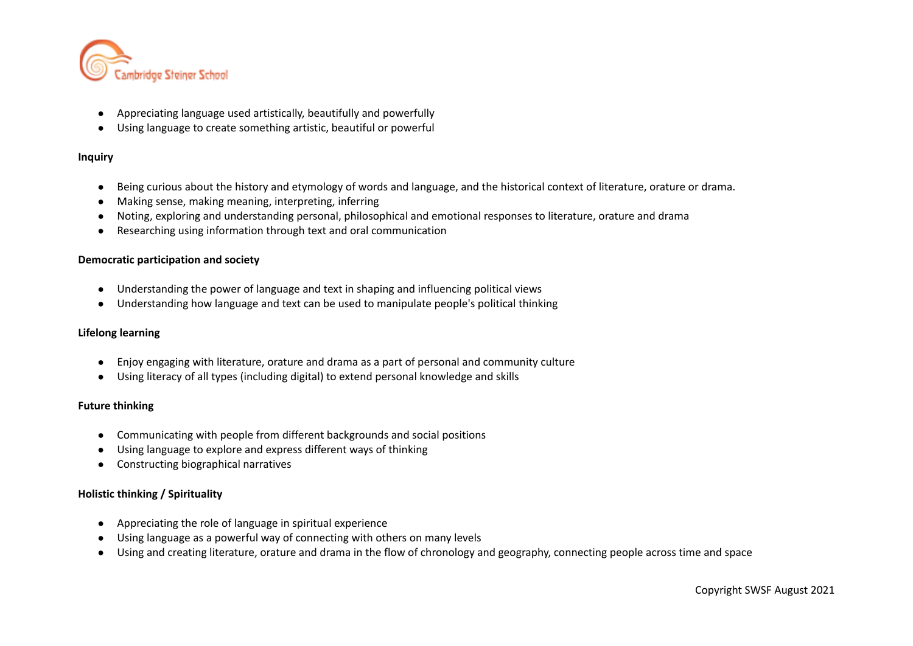- Appreciating language used artistically, beautifully and powerfully
- Using language to create something artistic, beautiful or powerful

**Inquiry**

- Being curious about the history and etymology of words and language, and the historical context of literature, orature or drama.
- Making sense, making meaning, interpreting, inferring
- Noting, exploring and understanding personal, philosophical and emotional responses to literature, orature and drama
- Researching using information through text and oral communication

**Democratic participation and society**

- Understanding the power of language and text in shaping and influencing political views
- Understanding how language and text can be used to manipulate people's political thinking

**Lifelong learning**

- Enjoy engaging with literature, orature and drama as a part of personal and community culture
- Using literacy of all types (including digital) to extend personal knowledge and skills

**Future thinking**

- Communicating with people from different backgrounds and social positions
- Using language to explore and express different ways of thinking
- Constructing biographical narratives

**Holistic thinking / Spirituality**

- Appreciating the role of language in spiritual experience
- Using language as a powerful way of connecting with others on many levels
- Using and creating literature, orature and drama in the flow of chronology and geography, connecting people across time and space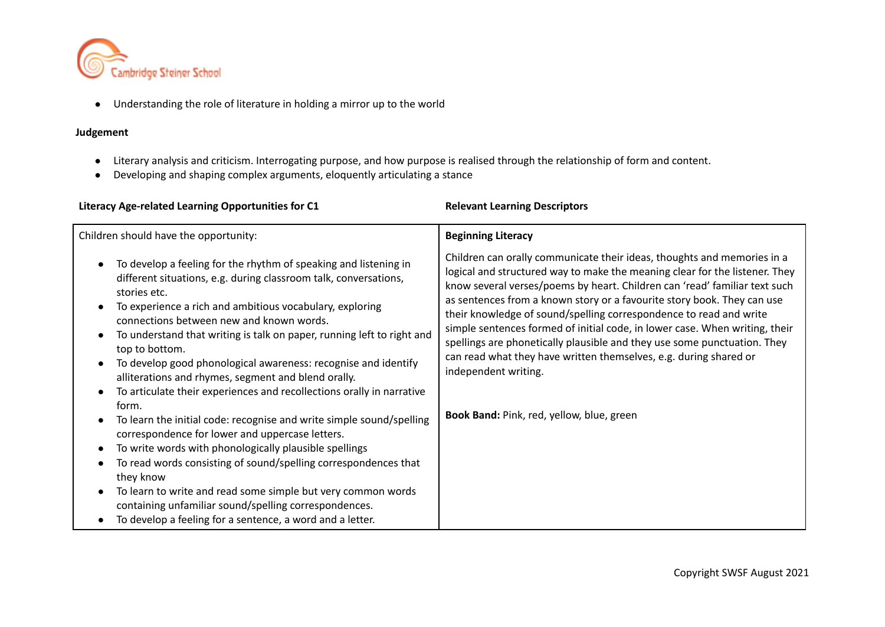- Understanding the role of literature in holding a mirror up to the world

**Judgement**

- Literary analysis and criticism. Interrogating purpose, and how purpose is realised through the relationship of form and content.
- Developing and shaping complex arguments, eloquently articulating a stance

| **Literacy Age-related Learning Opportunities for C1** | **Relevant Learning Descriptors** |
|---|---|
| Children should have the opportunity:<br><br>• To develop a feeling for the rhythm of speaking and listening in different situations, e.g. during classroom talk, conversations, stories etc.<br>• To experience a rich and ambitious vocabulary, exploring connections between new and known words.<br>• To understand that writing is talk on paper, running left to right and top to bottom.<br>• To develop good phonological awareness: recognise and identify alliterations and rhymes, segment and blend orally.<br>• To articulate their experiences and recollections orally in narrative form.<br>• To learn the initial code: recognise and write simple sound/spelling correspondence for lower and uppercase letters.<br>• To write words with phonologically plausible spellings<br>• To read words consisting of sound/spelling correspondences that they know<br>• To learn to write and read some simple but very common words containing unfamiliar sound/spelling correspondences.<br>• To develop a feeling for a sentence, a word and a letter. | **Beginning Literacy**<br><br>Children can orally communicate their ideas, thoughts and memories in a logical and structured way to make the meaning clear for the listener. They know several verses/poems by heart. Children can 'read' familiar text such as sentences from a known story or a favourite story book. They can use their knowledge of sound/spelling correspondence to read and write simple sentences formed of initial code, in lower case. When writing, their spellings are phonetically plausible and they use some punctuation. They can read what they have written themselves, e.g. during shared or independent writing.<br><br>**Book Band:** Pink, red, yellow, blue, green |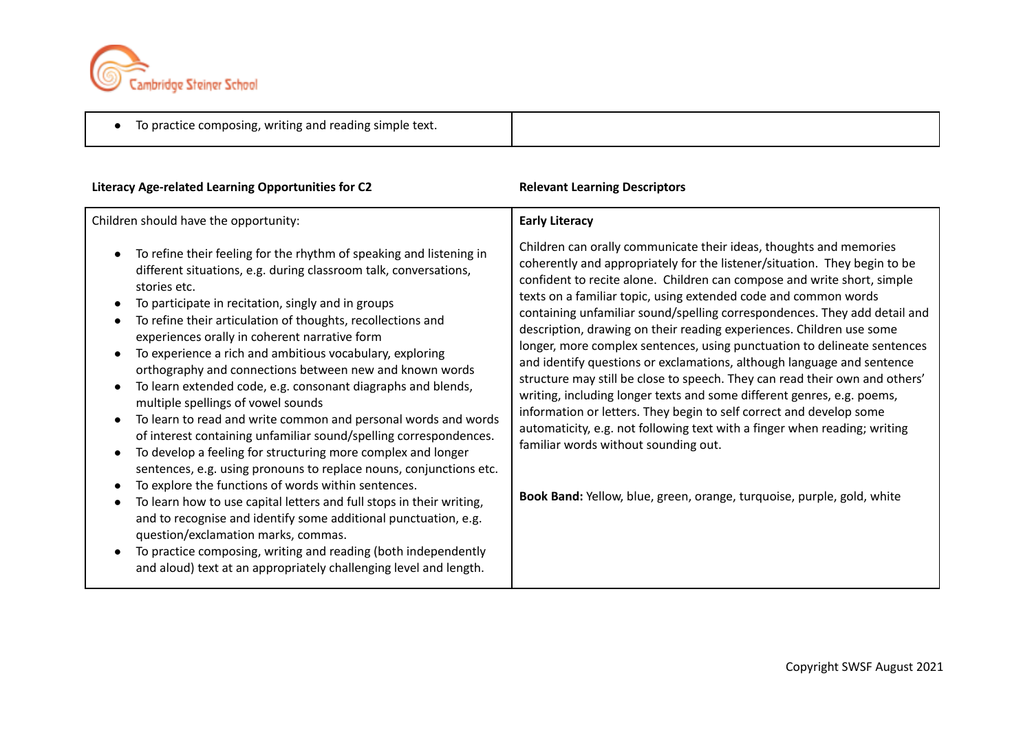| | |
|---|---|
| • To practice composing, writing and reading simple text. | |

| Literacy Age-related Learning Opportunities for C2 | Relevant Learning Descriptors |
|---|---|
| Children should have the opportunity:<br><br>• To refine their feeling for the rhythm of speaking and listening in different situations, e.g. during classroom talk, conversations, stories etc.<br>• To participate in recitation, singly and in groups<br>• To refine their articulation of thoughts, recollections and experiences orally in coherent narrative form<br>• To experience a rich and ambitious vocabulary, exploring orthography and connections between new and known words<br>• To learn extended code, e.g. consonant diagraphs and blends, multiple spellings of vowel sounds<br>• To learn to read and write common and personal words and words of interest containing unfamiliar sound/spelling correspondences.<br>• To develop a feeling for structuring more complex and longer sentences, e.g. using pronouns to replace nouns, conjunctions etc.<br>• To explore the functions of words within sentences.<br>• To learn how to use capital letters and full stops in their writing, and to recognise and identify some additional punctuation, e.g. question/exclamation marks, commas.<br>• To practice composing, writing and reading (both independently and aloud) text at an appropriately challenging level and length. | **Early Literacy**<br><br>Children can orally communicate their ideas, thoughts and memories coherently and appropriately for the listener/situation. They begin to be confident to recite alone. Children can compose and write short, simple texts on a familiar topic, using extended code and common words containing unfamiliar sound/spelling correspondences. They add detail and description, drawing on their reading experiences. Children use some longer, more complex sentences, using punctuation to delineate sentences and identify questions or exclamations, although language and sentence structure may still be close to speech. They can read their own and others' writing, including longer texts and some different genres, e.g. poems, information or letters. They begin to self correct and develop some automaticity, e.g. not following text with a finger when reading; writing familiar words without sounding out.<br><br>**Book Band:** Yellow, blue, green, orange, turquoise, purple, gold, white |

Copyright SWSF August 2021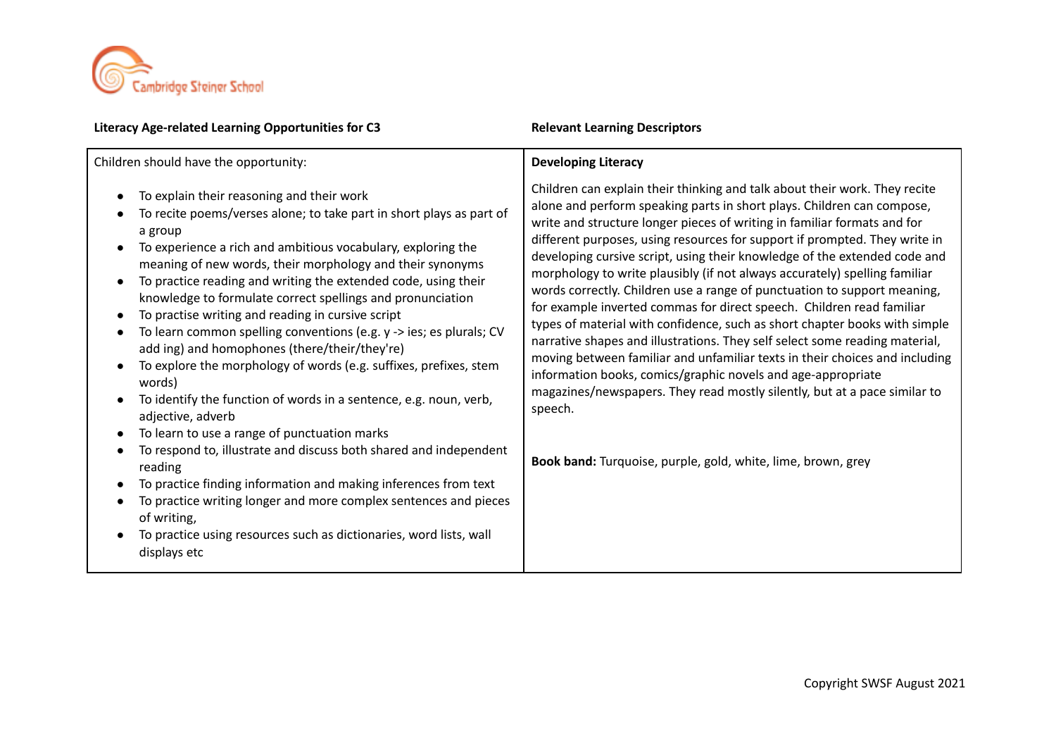| **Literacy Age-related Learning Opportunities for C3** | **Relevant Learning Descriptors** |
|---|---|
| Children should have the opportunity:<br><br>• To explain their reasoning and their work<br>• To recite poems/verses alone; to take part in short plays as part of a group<br>• To experience a rich and ambitious vocabulary, exploring the meaning of new words, their morphology and their synonyms<br>• To practice reading and writing the extended code, using their knowledge to formulate correct spellings and pronunciation<br>• To practise writing and reading in cursive script<br>• To learn common spelling conventions (e.g. y -> ies; es plurals; CV add ing) and homophones (there/their/they're)<br>• To explore the morphology of words (e.g. suffixes, prefixes, stem words)<br>• To identify the function of words in a sentence, e.g. noun, verb, adjective, adverb<br>• To learn to use a range of punctuation marks<br>• To respond to, illustrate and discuss both shared and independent reading<br>• To practice finding information and making inferences from text<br>• To practice writing longer and more complex sentences and pieces of writing,<br>• To practice using resources such as dictionaries, word lists, wall displays etc | **Developing Literacy**<br><br>Children can explain their thinking and talk about their work. They recite alone and perform speaking parts in short plays. Children can compose, write and structure longer pieces of writing in familiar formats and for different purposes, using resources for support if prompted. They write in developing cursive script, using their knowledge of the extended code and morphology to write plausibly (if not always accurately) spelling familiar words correctly. Children use a range of punctuation to support meaning, for example inverted commas for direct speech. Children read familiar types of material with confidence, such as short chapter books with simple narrative shapes and illustrations. They self select some reading material, moving between familiar and unfamiliar texts in their choices and including information books, comics/graphic novels and age-appropriate magazines/newspapers. They read mostly silently, but at a pace similar to speech.<br><br>**Book band:** Turquoise, purple, gold, white, lime, brown, grey |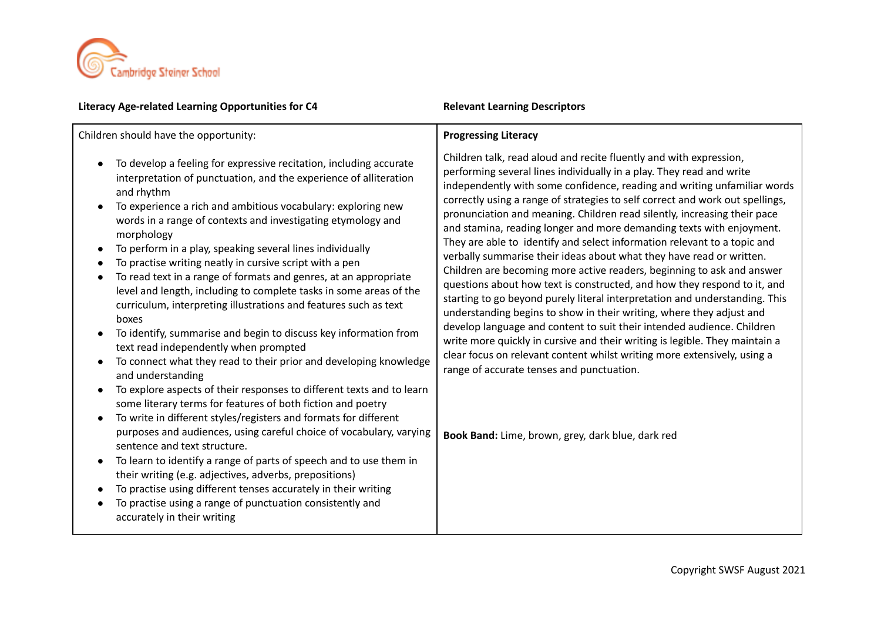**Literacy Age-related Learning Opportunities for C4**

**Relevant Learning Descriptors**

| Children should have the opportunity: | **Progressing Literacy** |
|---|---|
| • To develop a feeling for expressive recitation, including accurate interpretation of punctuation, and the experience of alliteration and rhythm<br>• To experience a rich and ambitious vocabulary: exploring new words in a range of contexts and investigating etymology and morphology<br>• To perform in a play, speaking several lines individually<br>• To practise writing neatly in cursive script with a pen<br>• To read text in a range of formats and genres, at an appropriate level and length, including to complete tasks in some areas of the curriculum, interpreting illustrations and features such as text boxes<br>• To identify, summarise and begin to discuss key information from text read independently when prompted<br>• To connect what they read to their prior and developing knowledge and understanding<br>• To explore aspects of their responses to different texts and to learn some literary terms for features of both fiction and poetry<br>• To write in different styles/registers and formats for different purposes and audiences, using careful choice of vocabulary, varying sentence and text structure.<br>• To learn to identify a range of parts of speech and to use them in their writing (e.g. adjectives, adverbs, prepositions)<br>• To practise using different tenses accurately in their writing<br>• To practise using a range of punctuation consistently and accurately in their writing | Children talk, read aloud and recite fluently and with expression, performing several lines individually in a play. They read and write independently with some confidence, reading and writing unfamiliar words correctly using a range of strategies to self correct and work out spellings, pronunciation and meaning. Children read silently, increasing their pace and stamina, reading longer and more demanding texts with enjoyment. They are able to identify and select information relevant to a topic and verbally summarise their ideas about what they have read or written. Children are becoming more active readers, beginning to ask and answer questions about how text is constructed, and how they respond to it, and starting to go beyond purely literal interpretation and understanding. This understanding begins to show in their writing, where they adjust and develop language and content to suit their intended audience. Children write more quickly in cursive and their writing is legible. They maintain a clear focus on relevant content whilst writing more extensively, using a range of accurate tenses and punctuation.<br><br>**Book Band:** Lime, brown, grey, dark blue, dark red |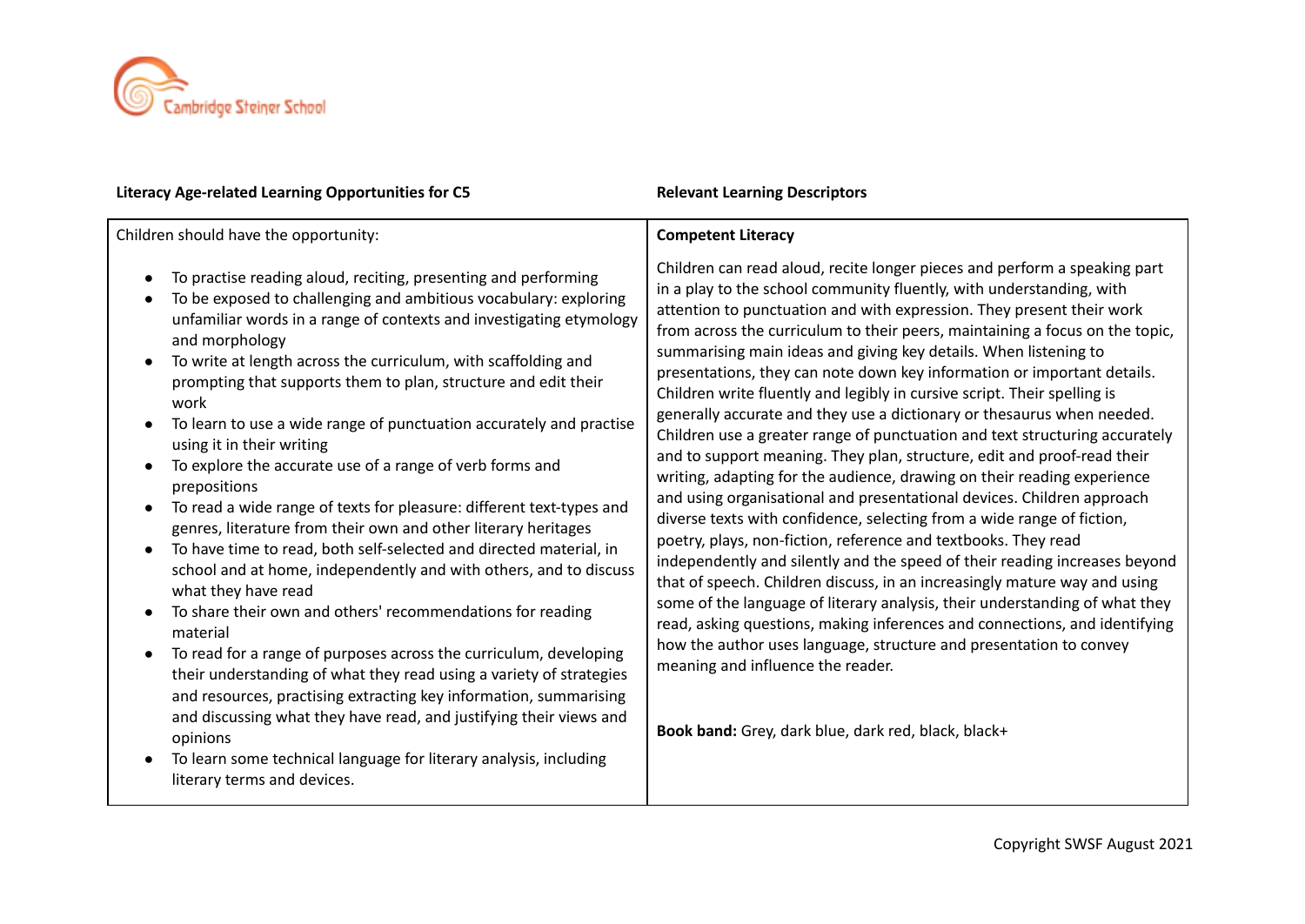| Literacy Age-related Learning Opportunities for C5 | Relevant Learning Descriptors |
|---|---|
| Children should have the opportunity:<br><br>• To practise reading aloud, reciting, presenting and performing<br>• To be exposed to challenging and ambitious vocabulary: exploring unfamiliar words in a range of contexts and investigating etymology and morphology<br>• To write at length across the curriculum, with scaffolding and prompting that supports them to plan, structure and edit their work<br>• To learn to use a wide range of punctuation accurately and practise using it in their writing<br>• To explore the accurate use of a range of verb forms and prepositions<br>• To read a wide range of texts for pleasure: different text-types and genres, literature from their own and other literary heritages<br>• To have time to read, both self-selected and directed material, in school and at home, independently and with others, and to discuss what they have read<br>• To share their own and others' recommendations for reading material<br>• To read for a range of purposes across the curriculum, developing their understanding of what they read using a variety of strategies and resources, practising extracting key information, summarising and discussing what they have read, and justifying their views and opinions<br>• To learn some technical language for literary analysis, including literary terms and devices. | **Competent Literacy**<br><br>Children can read aloud, recite longer pieces and perform a speaking part in a play to the school community fluently, with understanding, with attention to punctuation and with expression. They present their work from across the curriculum to their peers, maintaining a focus on the topic, summarising main ideas and giving key details. When listening to presentations, they can note down key information or important details. Children write fluently and legibly in cursive script. Their spelling is generally accurate and they use a dictionary or thesaurus when needed. Children use a greater range of punctuation and text structuring accurately and to support meaning. They plan, structure, edit and proof-read their writing, adapting for the audience, drawing on their reading experience and using organisational and presentational devices. Children approach diverse texts with confidence, selecting from a wide range of fiction, poetry, plays, non-fiction, reference and textbooks. They read independently and silently and the speed of their reading increases beyond that of speech. Children discuss, in an increasingly mature way and using some of the language of literary analysis, their understanding of what they read, asking questions, making inferences and connections, and identifying how the author uses language, structure and presentation to convey meaning and influence the reader.<br><br>**Book band:** Grey, dark blue, dark red, black, black+ |

Copyright SWSF August 2021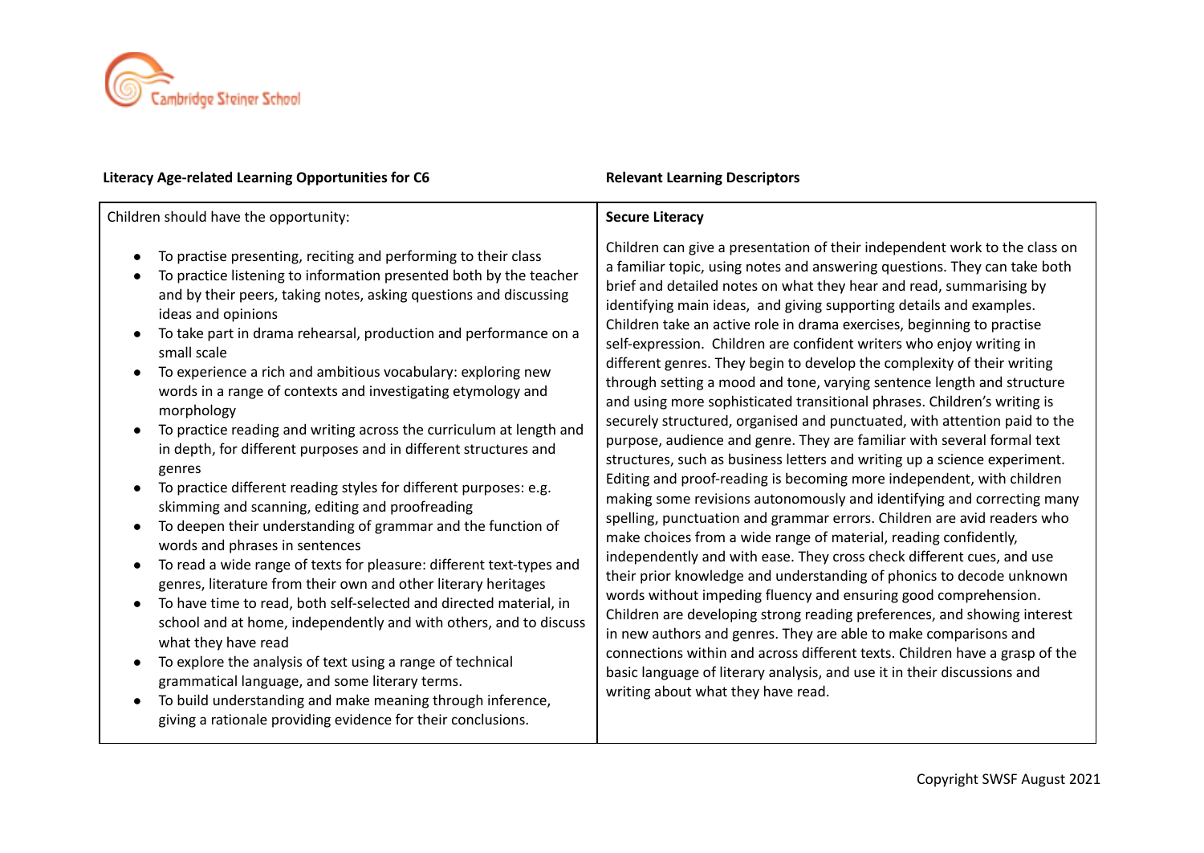| **Literacy Age-related Learning Opportunities for C6** | **Relevant Learning Descriptors** |
|---|---|
| Children should have the opportunity:<br><br>• To practise presenting, reciting and performing to their class<br>• To practice listening to information presented both by the teacher and by their peers, taking notes, asking questions and discussing ideas and opinions<br>• To take part in drama rehearsal, production and performance on a small scale<br>• To experience a rich and ambitious vocabulary: exploring new words in a range of contexts and investigating etymology and morphology<br>• To practice reading and writing across the curriculum at length and in depth, for different purposes and in different structures and genres<br>• To practice different reading styles for different purposes: e.g. skimming and scanning, editing and proofreading<br>• To deepen their understanding of grammar and the function of words and phrases in sentences<br>• To read a wide range of texts for pleasure: different text-types and genres, literature from their own and other literary heritages<br>• To have time to read, both self-selected and directed material, in school and at home, independently and with others, and to discuss what they have read<br>• To explore the analysis of text using a range of technical grammatical language, and some literary terms.<br>• To build understanding and make meaning through inference, giving a rationale providing evidence for their conclusions. | **Secure Literacy**<br><br>Children can give a presentation of their independent work to the class on a familiar topic, using notes and answering questions. They can take both brief and detailed notes on what they hear and read, summarising by identifying main ideas, and giving supporting details and examples. Children take an active role in drama exercises, beginning to practise self-expression. Children are confident writers who enjoy writing in different genres. They begin to develop the complexity of their writing through setting a mood and tone, varying sentence length and structure and using more sophisticated transitional phrases. Children's writing is securely structured, organised and punctuated, with attention paid to the purpose, audience and genre. They are familiar with several formal text structures, such as business letters and writing up a science experiment. Editing and proof-reading is becoming more independent, with children making some revisions autonomously and identifying and correcting many spelling, punctuation and grammar errors. Children are avid readers who make choices from a wide range of material, reading confidently, independently and with ease. They cross check different cues, and use their prior knowledge and understanding of phonics to decode unknown words without impeding fluency and ensuring good comprehension. Children are developing strong reading preferences, and showing interest in new authors and genres. They are able to make comparisons and connections within and across different texts. Children have a grasp of the basic language of literary analysis, and use it in their discussions and writing about what they have read. |

Copyright SWSF August 2021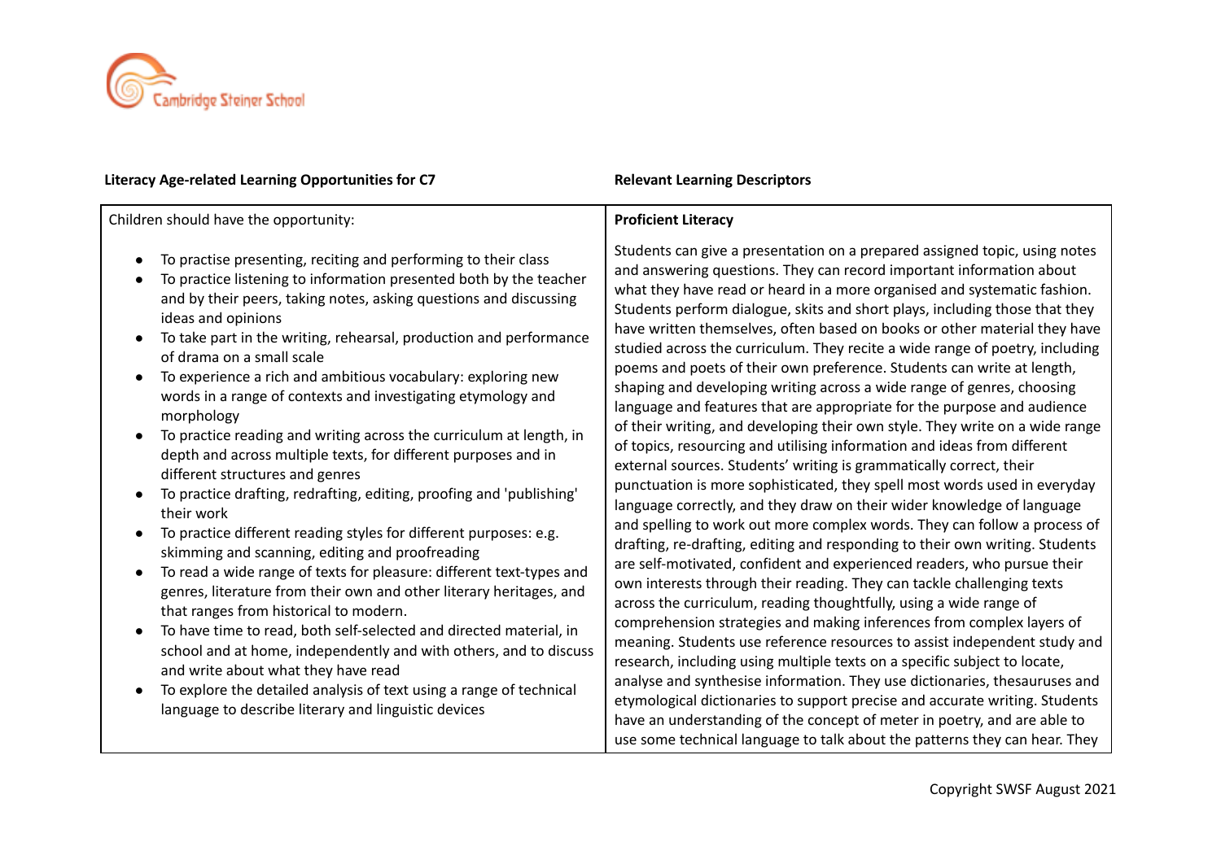| Literacy Age-related Learning Opportunities for C7 | Relevant Learning Descriptors |
|---|---|
| Children should have the opportunity:<br><br>• To practise presenting, reciting and performing to their class<br>• To practice listening to information presented both by the teacher and by their peers, taking notes, asking questions and discussing ideas and opinions<br>• To take part in the writing, rehearsal, production and performance of drama on a small scale<br>• To experience a rich and ambitious vocabulary: exploring new words in a range of contexts and investigating etymology and morphology<br>• To practice reading and writing across the curriculum at length, in depth and across multiple texts, for different purposes and in different structures and genres<br>• To practice drafting, redrafting, editing, proofing and 'publishing' their work<br>• To practice different reading styles for different purposes: e.g. skimming and scanning, editing and proofreading<br>• To read a wide range of texts for pleasure: different text-types and genres, literature from their own and other literary heritages, and that ranges from historical to modern.<br>• To have time to read, both self-selected and directed material, in school and at home, independently and with others, and to discuss and write about what they have read<br>• To explore the detailed analysis of text using a range of technical language to describe literary and linguistic devices | **Proficient Literacy**<br><br>Students can give a presentation on a prepared assigned topic, using notes and answering questions. They can record important information about what they have read or heard in a more organised and systematic fashion. Students perform dialogue, skits and short plays, including those that they have written themselves, often based on books or other material they have studied across the curriculum. They recite a wide range of poetry, including poems and poets of their own preference. Students can write at length, shaping and developing writing across a wide range of genres, choosing language and features that are appropriate for the purpose and audience of their writing, and developing their own style. They write on a wide range of topics, resourcing and utilising information and ideas from different external sources. Students' writing is grammatically correct, their punctuation is more sophisticated, they spell most words used in everyday language correctly, and they draw on their wider knowledge of language and spelling to work out more complex words. They can follow a process of drafting, re-drafting, editing and responding to their own writing. Students are self-motivated, confident and experienced readers, who pursue their own interests through their reading. They can tackle challenging texts across the curriculum, reading thoughtfully, using a wide range of comprehension strategies and making inferences from complex layers of meaning. Students use reference resources to assist independent study and research, including using multiple texts on a specific subject to locate, analyse and synthesise information. They use dictionaries, thesauruses and etymological dictionaries to support precise and accurate writing. Students have an understanding of the concept of meter in poetry, and are able to use some technical language to talk about the patterns they can hear. They |

Copyright SWSF August 2021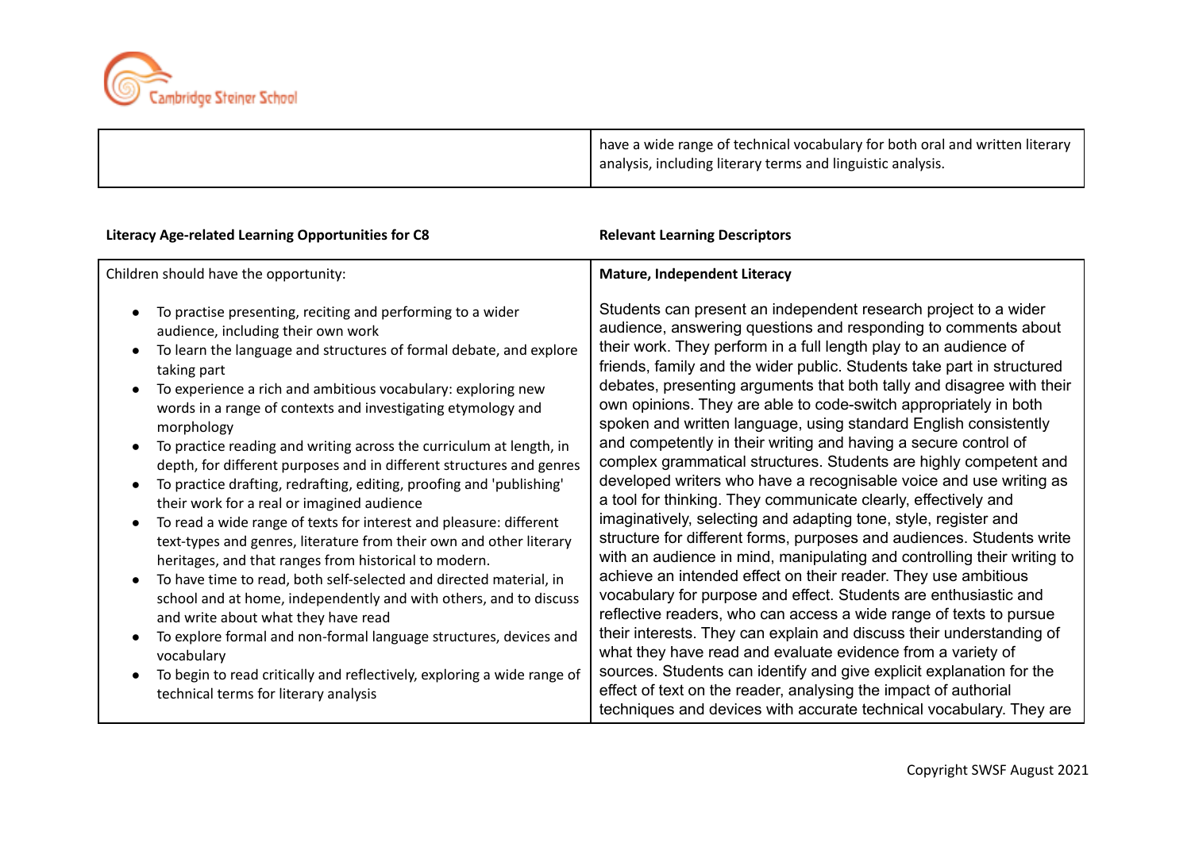| | have a wide range of technical vocabulary for both oral and written literary analysis, including literary terms and linguistic analysis. |
|---|---|

| **Literacy Age-related Learning Opportunities for C8** | **Relevant Learning Descriptors** |
|---|---|
| Children should have the opportunity:<br><br>• To practise presenting, reciting and performing to a wider audience, including their own work<br>• To learn the language and structures of formal debate, and explore taking part<br>• To experience a rich and ambitious vocabulary: exploring new words in a range of contexts and investigating etymology and morphology<br>• To practice reading and writing across the curriculum at length, in depth, for different purposes and in different structures and genres<br>• To practice drafting, redrafting, editing, proofing and 'publishing' their work for a real or imagined audience<br>• To read a wide range of texts for interest and pleasure: different text-types and genres, literature from their own and other literary heritages, and that ranges from historical to modern.<br>• To have time to read, both self-selected and directed material, in school and at home, independently and with others, and to discuss and write about what they have read<br>• To explore formal and non-formal language structures, devices and vocabulary<br>• To begin to read critically and reflectively, exploring a wide range of technical terms for literary analysis | **Mature, Independent Literacy**<br><br>Students can present an independent research project to a wider audience, answering questions and responding to comments about their work. They perform in a full length play to an audience of friends, family and the wider public. Students take part in structured debates, presenting arguments that both tally and disagree with their own opinions. They are able to code-switch appropriately in both spoken and written language, using standard English consistently and competently in their writing and having a secure control of complex grammatical structures. Students are highly competent and developed writers who have a recognisable voice and use writing as a tool for thinking. They communicate clearly, effectively and imaginatively, selecting and adapting tone, style, register and structure for different forms, purposes and audiences. Students write with an audience in mind, manipulating and controlling their writing to achieve an intended effect on their reader. They use ambitious vocabulary for purpose and effect. Students are enthusiastic and reflective readers, who can access a wide range of texts to pursue their interests. They can explain and discuss their understanding of what they have read and evaluate evidence from a variety of sources. Students can identify and give explicit explanation for the effect of text on the reader, analysing the impact of authorial techniques and devices with accurate technical vocabulary. They are |

Copyright SWSF August 2021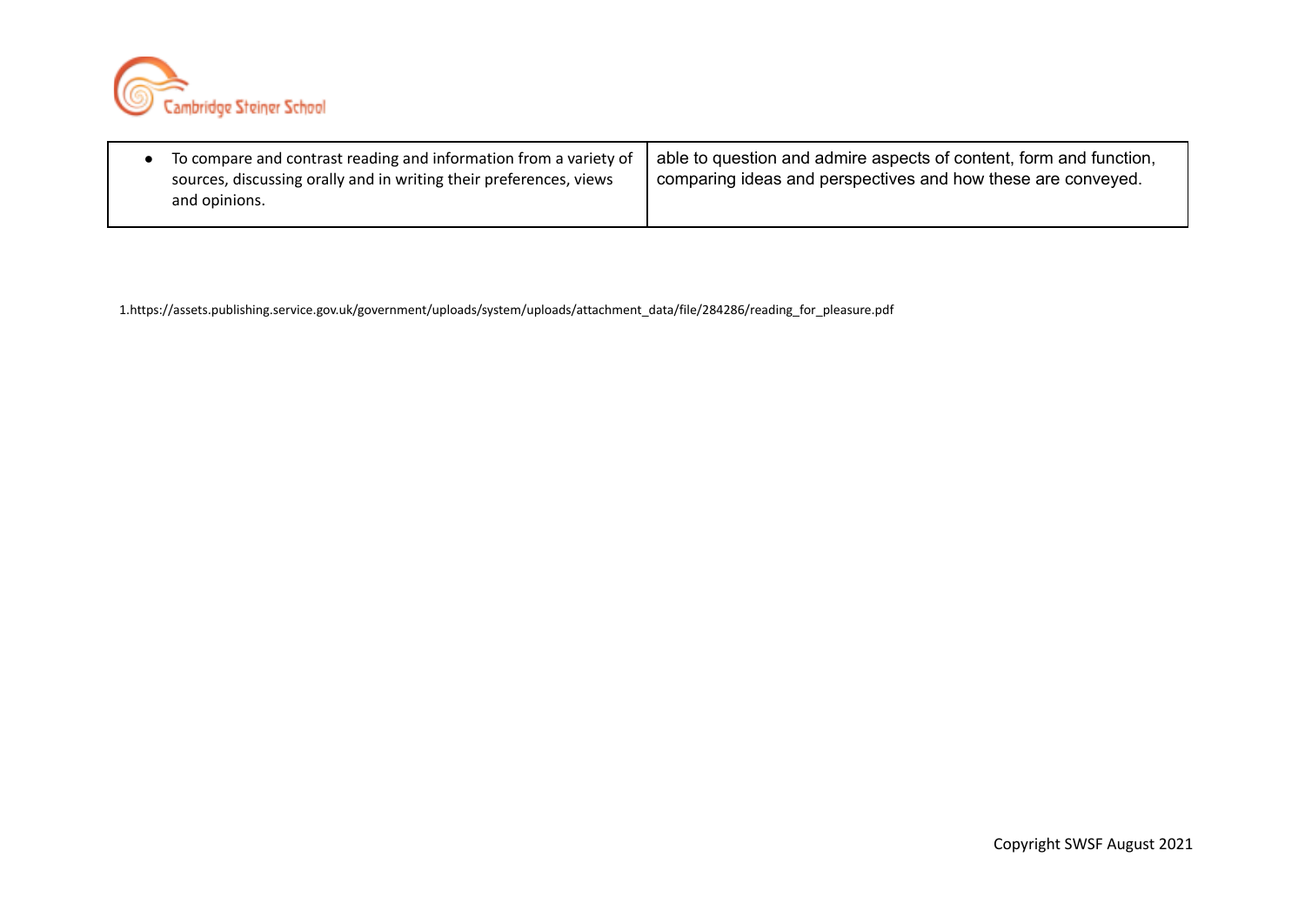| | |
|---|---|
| • To compare and contrast reading and information from a variety of sources, discussing orally and in writing their preferences, views and opinions. | able to question and admire aspects of content, form and function, comparing ideas and perspectives and how these are conveyed. |

1.https://assets.publishing.service.gov.uk/government/uploads/system/uploads/attachment_data/file/284286/reading_for_pleasure.pdf

Copyright SWSF August 2021